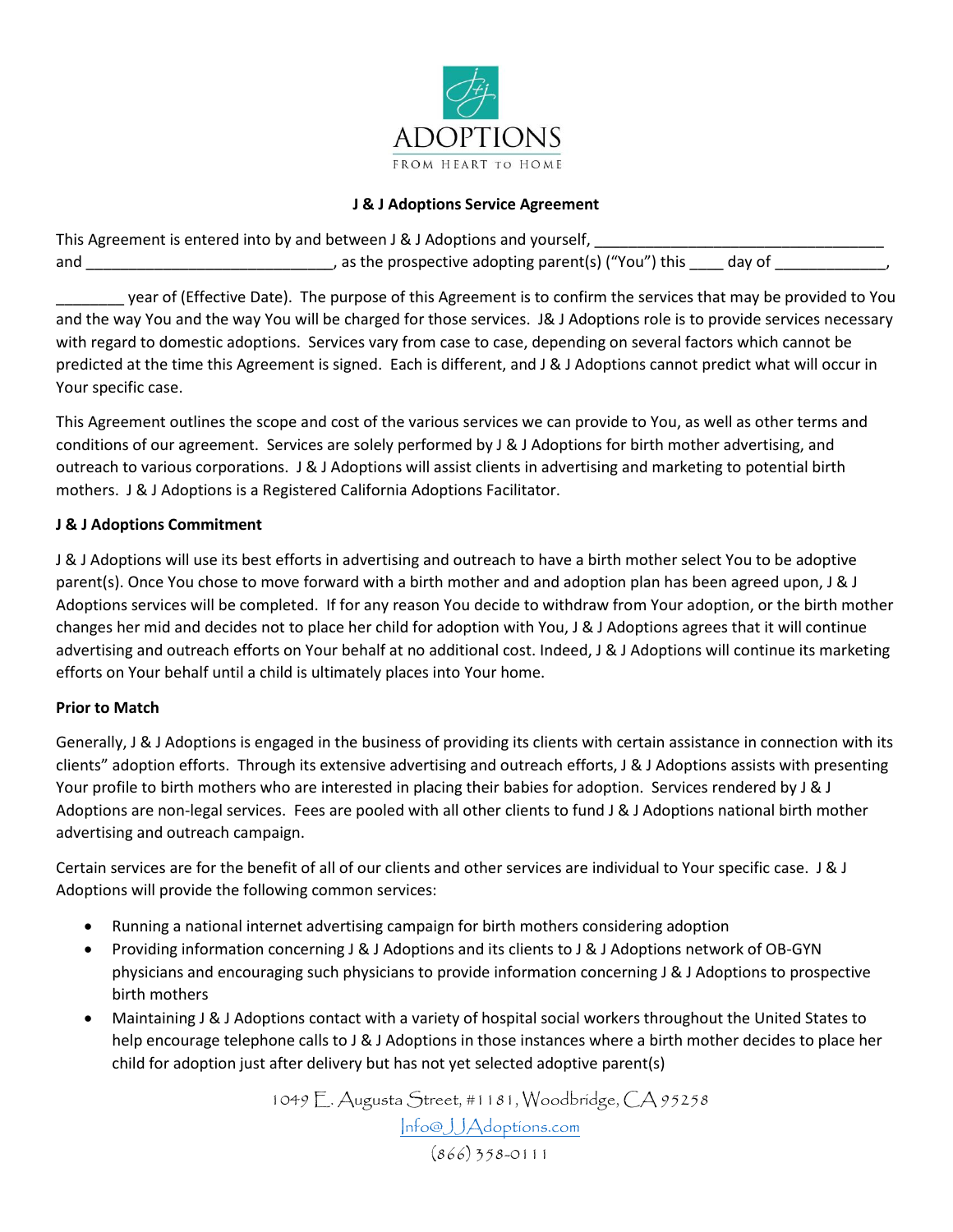ADOPTIONS

FROM HEART TO HOME

**J & J Adoptions Service Agreement**

This Agreement is entered into by and between J & J Adoptions and yourself, ___________________________________ and ______________________________, as the prospective adopting parent(s) ("You") this ____ day of _____________, ________ year of (Effective Date). The purpose of this Agreement is to confirm the services that may be provided to You and the way You and the way You will be charged for those services. J& J Adoptions role is to provide services necessary with regard to domestic adoptions. Services vary from case to case, depending on several factors which cannot be predicted at the time this Agreement is signed. Each is different, and J & J Adoptions cannot predict what will occur in Your specific case.

This Agreement outlines the scope and cost of the various services we can provide to You, as well as other terms and conditions of our agreement. Services are solely performed by J & J Adoptions for birth mother advertising, and outreach to various corporations. J & J Adoptions will assist clients in advertising and marketing to potential birth mothers. J & J Adoptions is a Registered California Adoptions Facilitator.

**J & J Adoptions Commitment**

J & J Adoptions will use its best efforts in advertising and outreach to have a birth mother select You to be adoptive parent(s). Once You chose to move forward with a birth mother and and adoption plan has been agreed upon, J & J Adoptions services will be completed. If for any reason You decide to withdraw from Your adoption, or the birth mother changes her mid and decides not to place her child for adoption with You, J & J Adoptions agrees that it will continue advertising and outreach efforts on Your behalf at no additional cost. Indeed, J & J Adoptions will continue its marketing efforts on Your behalf until a child is ultimately places into Your home.

**Prior to Match**

Generally, J & J Adoptions is engaged in the business of providing its clients with certain assistance in connection with its clients" adoption efforts. Through its extensive advertising and outreach efforts, J & J Adoptions assists with presenting Your profile to birth mothers who are interested in placing their babies for adoption. Services rendered by J & J Adoptions are non-legal services. Fees are pooled with all other clients to fund J & J Adoptions national birth mother advertising and outreach campaign.

Certain services are for the benefit of all of our clients and other services are individual to Your specific case. J & J Adoptions will provide the following common services:

- Running a national internet advertising campaign for birth mothers considering adoption
- Providing information concerning J & J Adoptions and its clients to J & J Adoptions network of OB-GYN physicians and encouraging such physicians to provide information concerning J & J Adoptions to prospective birth mothers
- Maintaining J & J Adoptions contact with a variety of hospital social workers throughout the United States to help encourage telephone calls to J & J Adoptions in those instances where a birth mother decides to place her child for adoption just after delivery but has not yet selected adoptive parent(s)

1049 E. Augusta Street, #1181, Woodbridge, CA 95258
Info@JJAdoptions.com
(866) 358-0111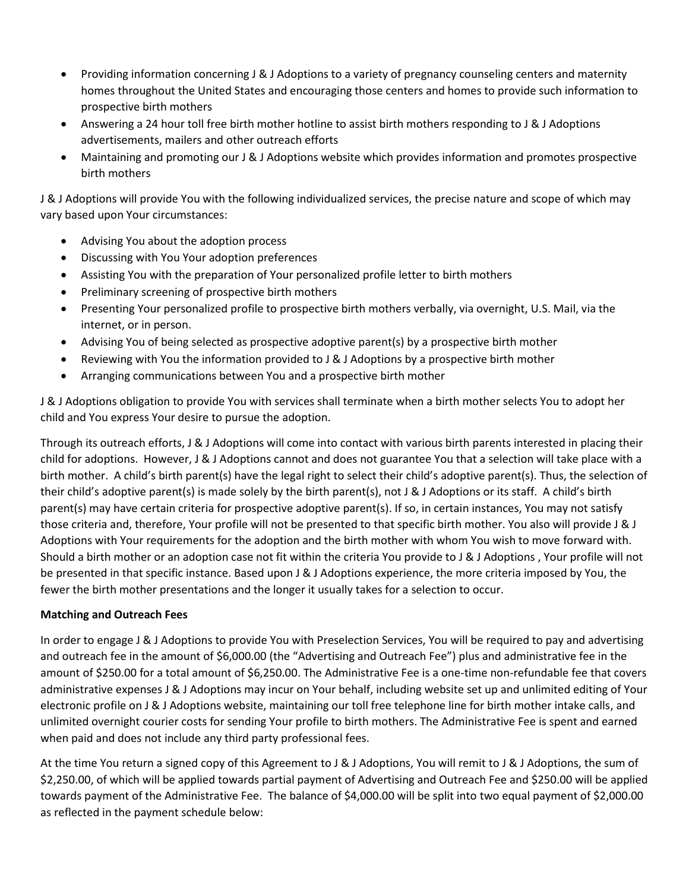- Providing information concerning J & J Adoptions to a variety of pregnancy counseling centers and maternity homes throughout the United States and encouraging those centers and homes to provide such information to prospective birth mothers
- Answering a 24 hour toll free birth mother hotline to assist birth mothers responding to J & J Adoptions advertisements, mailers and other outreach efforts
- Maintaining and promoting our J & J Adoptions website which provides information and promotes prospective birth mothers

J & J Adoptions will provide You with the following individualized services, the precise nature and scope of which may vary based upon Your circumstances:

- Advising You about the adoption process
- Discussing with You Your adoption preferences
- Assisting You with the preparation of Your personalized profile letter to birth mothers
- Preliminary screening of prospective birth mothers
- Presenting Your personalized profile to prospective birth mothers verbally, via overnight, U.S. Mail, via the internet, or in person.
- Advising You of being selected as prospective adoptive parent(s) by a prospective birth mother
- Reviewing with You the information provided to J & J Adoptions by a prospective birth mother
- Arranging communications between You and a prospective birth mother

J & J Adoptions obligation to provide You with services shall terminate when a birth mother selects You to adopt her child and You express Your desire to pursue the adoption.

Through its outreach efforts, J & J Adoptions will come into contact with various birth parents interested in placing their child for adoptions. However, J & J Adoptions cannot and does not guarantee You that a selection will take place with a birth mother. A child's birth parent(s) have the legal right to select their child's adoptive parent(s). Thus, the selection of their child's adoptive parent(s) is made solely by the birth parent(s), not J & J Adoptions or its staff. A child's birth parent(s) may have certain criteria for prospective adoptive parent(s). If so, in certain instances, You may not satisfy those criteria and, therefore, Your profile will not be presented to that specific birth mother. You also will provide J & J Adoptions with Your requirements for the adoption and the birth mother with whom You wish to move forward with. Should a birth mother or an adoption case not fit within the criteria You provide to J & J Adoptions , Your profile will not be presented in that specific instance. Based upon J & J Adoptions experience, the more criteria imposed by You, the fewer the birth mother presentations and the longer it usually takes for a selection to occur.

**Matching and Outreach Fees**

In order to engage J & J Adoptions to provide You with Preselection Services, You will be required to pay and advertising and outreach fee in the amount of $6,000.00 (the "Advertising and Outreach Fee") plus and administrative fee in the amount of $250.00 for a total amount of $6,250.00. The Administrative Fee is a one-time non-refundable fee that covers administrative expenses J & J Adoptions may incur on Your behalf, including website set up and unlimited editing of Your electronic profile on J & J Adoptions website, maintaining our toll free telephone line for birth mother intake calls, and unlimited overnight courier costs for sending Your profile to birth mothers. The Administrative Fee is spent and earned when paid and does not include any third party professional fees.

At the time You return a signed copy of this Agreement to J & J Adoptions, You will remit to J & J Adoptions, the sum of $2,250.00, of which will be applied towards partial payment of Advertising and Outreach Fee and $250.00 will be applied towards payment of the Administrative Fee. The balance of $4,000.00 will be split into two equal payment of $2,000.00 as reflected in the payment schedule below: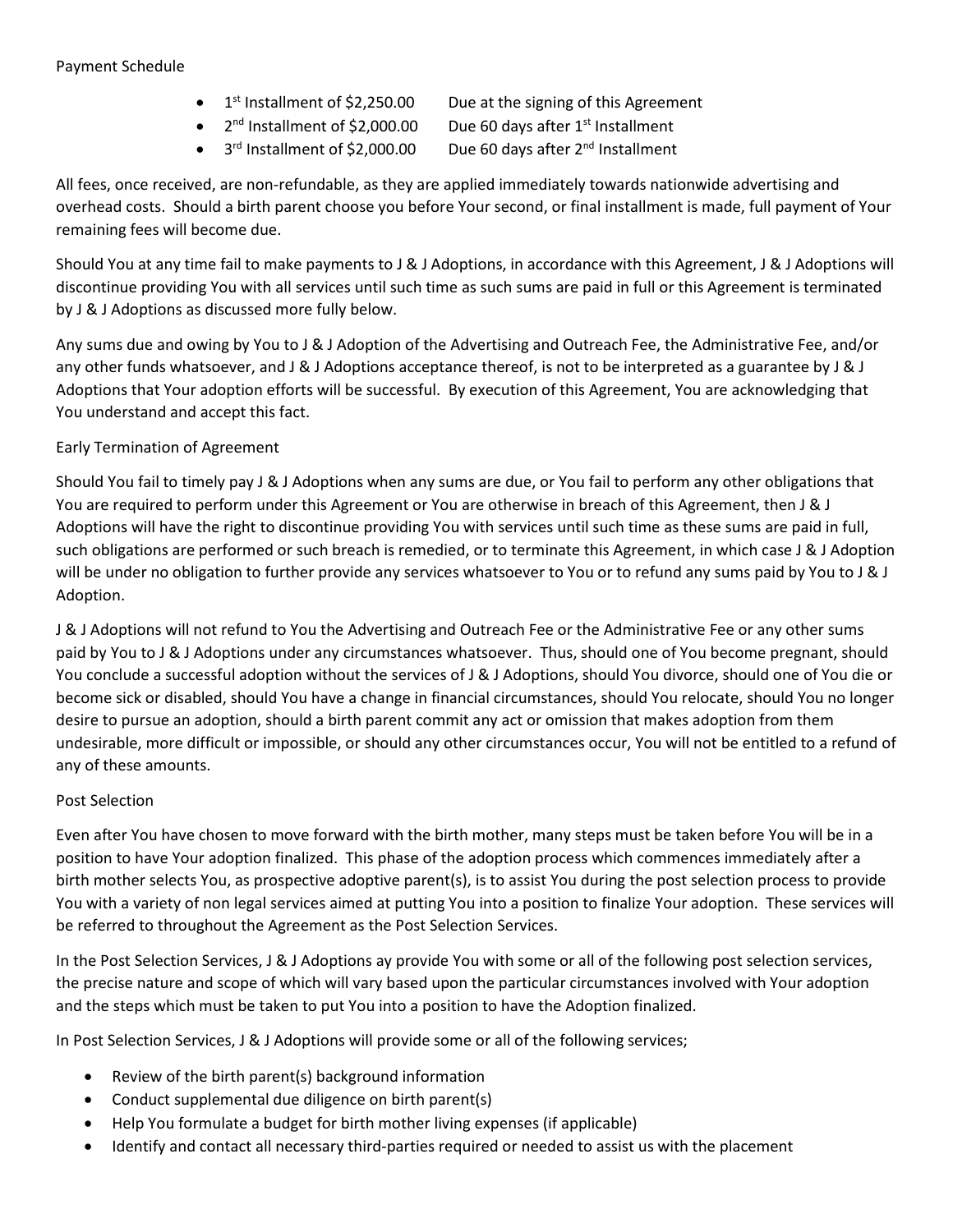Payment Schedule

- 1st Installment of $2,250.00 Due at the signing of this Agreement
- 2nd Installment of $2,000.00 Due 60 days after 1st Installment
- 3rd Installment of $2,000.00 Due 60 days after 2nd Installment

All fees, once received, are non-refundable, as they are applied immediately towards nationwide advertising and overhead costs. Should a birth parent choose you before Your second, or final installment is made, full payment of Your remaining fees will become due.

Should You at any time fail to make payments to J & J Adoptions, in accordance with this Agreement, J & J Adoptions will discontinue providing You with all services until such time as such sums are paid in full or this Agreement is terminated by J & J Adoptions as discussed more fully below.

Any sums due and owing by You to J & J Adoption of the Advertising and Outreach Fee, the Administrative Fee, and/or any other funds whatsoever, and J & J Adoptions acceptance thereof, is not to be interpreted as a guarantee by J & J Adoptions that Your adoption efforts will be successful. By execution of this Agreement, You are acknowledging that You understand and accept this fact.

Early Termination of Agreement

Should You fail to timely pay J & J Adoptions when any sums are due, or You fail to perform any other obligations that You are required to perform under this Agreement or You are otherwise in breach of this Agreement, then J & J Adoptions will have the right to discontinue providing You with services until such time as these sums are paid in full, such obligations are performed or such breach is remedied, or to terminate this Agreement, in which case J & J Adoption will be under no obligation to further provide any services whatsoever to You or to refund any sums paid by You to J & J Adoption.

J & J Adoptions will not refund to You the Advertising and Outreach Fee or the Administrative Fee or any other sums paid by You to J & J Adoptions under any circumstances whatsoever. Thus, should one of You become pregnant, should You conclude a successful adoption without the services of J & J Adoptions, should You divorce, should one of You die or become sick or disabled, should You have a change in financial circumstances, should You relocate, should You no longer desire to pursue an adoption, should a birth parent commit any act or omission that makes adoption from them undesirable, more difficult or impossible, or should any other circumstances occur, You will not be entitled to a refund of any of these amounts.

Post Selection

Even after You have chosen to move forward with the birth mother, many steps must be taken before You will be in a position to have Your adoption finalized. This phase of the adoption process which commences immediately after a birth mother selects You, as prospective adoptive parent(s), is to assist You during the post selection process to provide You with a variety of non legal services aimed at putting You into a position to finalize Your adoption. These services will be referred to throughout the Agreement as the Post Selection Services.

In the Post Selection Services, J & J Adoptions ay provide You with some or all of the following post selection services, the precise nature and scope of which will vary based upon the particular circumstances involved with Your adoption and the steps which must be taken to put You into a position to have the Adoption finalized.

In Post Selection Services, J & J Adoptions will provide some or all of the following services;

- Review of the birth parent(s) background information
- Conduct supplemental due diligence on birth parent(s)
- Help You formulate a budget for birth mother living expenses (if applicable)
- Identify and contact all necessary third-parties required or needed to assist us with the placement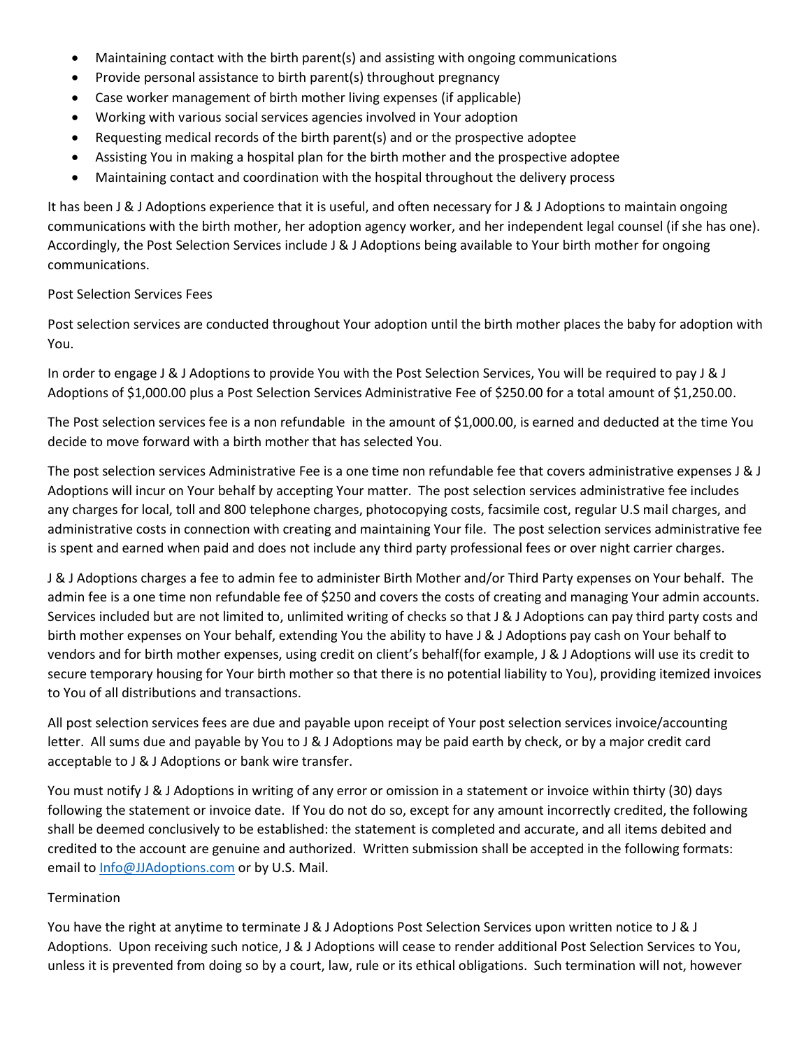- Maintaining contact with the birth parent(s) and assisting with ongoing communications
- Provide personal assistance to birth parent(s) throughout pregnancy
- Case worker management of birth mother living expenses (if applicable)
- Working with various social services agencies involved in Your adoption
- Requesting medical records of the birth parent(s) and or the prospective adoptee
- Assisting You in making a hospital plan for the birth mother and the prospective adoptee
- Maintaining contact and coordination with the hospital throughout the delivery process

It has been J & J Adoptions experience that it is useful, and often necessary for J & J Adoptions to maintain ongoing communications with the birth mother, her adoption agency worker, and her independent legal counsel (if she has one). Accordingly, the Post Selection Services include J & J Adoptions being available to Your birth mother for ongoing communications.

Post Selection Services Fees

Post selection services are conducted throughout Your adoption until the birth mother places the baby for adoption with You.

In order to engage J & J Adoptions to provide You with the Post Selection Services, You will be required to pay J & J Adoptions of $1,000.00 plus a Post Selection Services Administrative Fee of $250.00 for a total amount of $1,250.00.

The Post selection services fee is a non refundable  in the amount of $1,000.00, is earned and deducted at the time You decide to move forward with a birth mother that has selected You.

The post selection services Administrative Fee is a one time non refundable fee that covers administrative expenses J & J Adoptions will incur on Your behalf by accepting Your matter. The post selection services administrative fee includes any charges for local, toll and 800 telephone charges, photocopying costs, facsimile cost, regular U.S mail charges, and administrative costs in connection with creating and maintaining Your file. The post selection services administrative fee is spent and earned when paid and does not include any third party professional fees or over night carrier charges.

J & J Adoptions charges a fee to admin fee to administer Birth Mother and/or Third Party expenses on Your behalf. The admin fee is a one time non refundable fee of $250 and covers the costs of creating and managing Your admin accounts. Services included but are not limited to, unlimited writing of checks so that J & J Adoptions can pay third party costs and birth mother expenses on Your behalf, extending You the ability to have J & J Adoptions pay cash on Your behalf to vendors and for birth mother expenses, using credit on client's behalf(for example, J & J Adoptions will use its credit to secure temporary housing for Your birth mother so that there is no potential liability to You), providing itemized invoices to You of all distributions and transactions.

All post selection services fees are due and payable upon receipt of Your post selection services invoice/accounting letter. All sums due and payable by You to J & J Adoptions may be paid earth by check, or by a major credit card acceptable to J & J Adoptions or bank wire transfer.

You must notify J & J Adoptions in writing of any error or omission in a statement or invoice within thirty (30) days following the statement or invoice date. If You do not do so, except for any amount incorrectly credited, the following shall be deemed conclusively to be established: the statement is completed and accurate, and all items debited and credited to the account are genuine and authorized. Written submission shall be accepted in the following formats: email to Info@JJAdoptions.com or by U.S. Mail.

Termination

You have the right at anytime to terminate J & J Adoptions Post Selection Services upon written notice to J & J Adoptions. Upon receiving such notice, J & J Adoptions will cease to render additional Post Selection Services to You, unless it is prevented from doing so by a court, law, rule or its ethical obligations. Such termination will not, however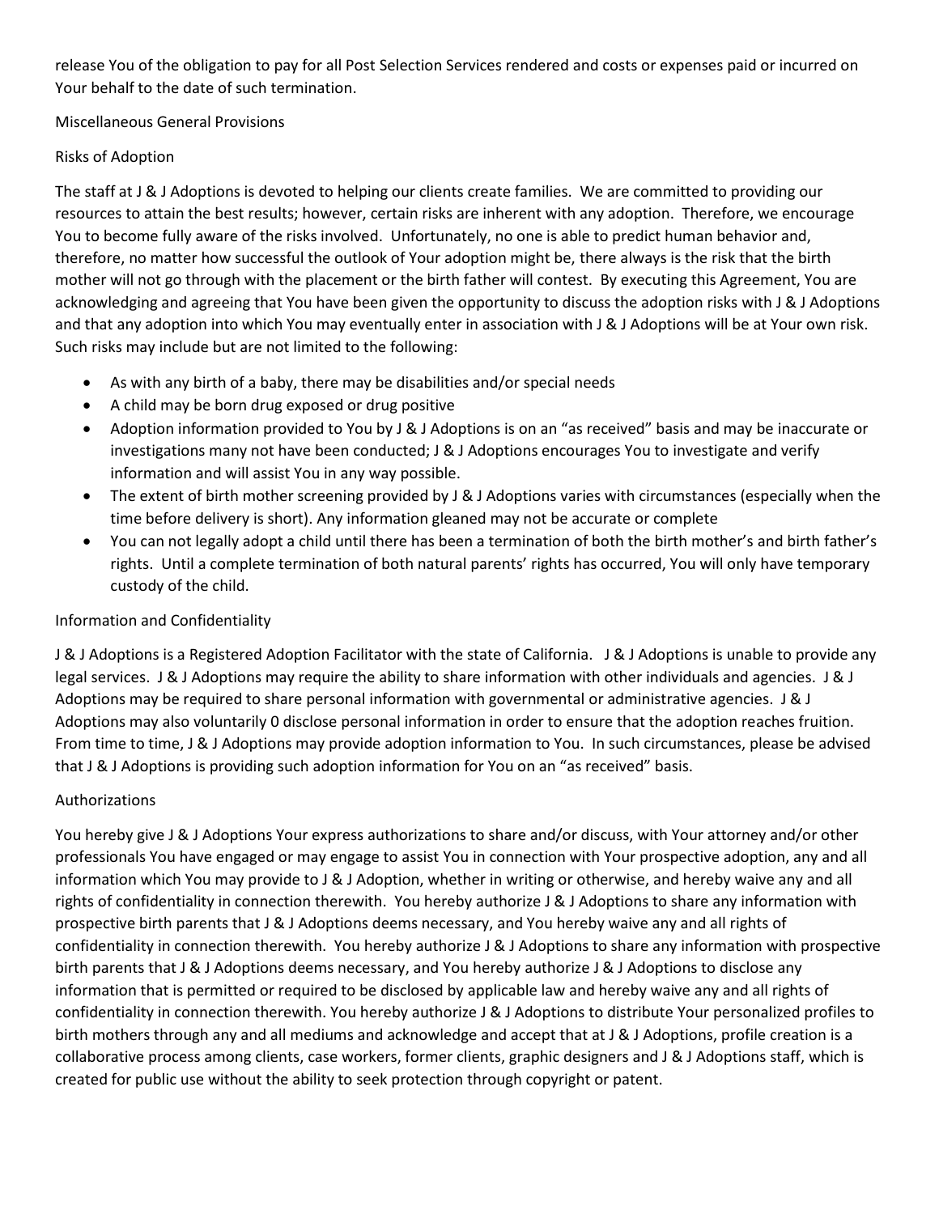release You of the obligation to pay for all Post Selection Services rendered and costs or expenses paid or incurred on Your behalf to the date of such termination.

## Miscellaneous General Provisions

### Risks of Adoption

The staff at J & J Adoptions is devoted to helping our clients create families. We are committed to providing our resources to attain the best results; however, certain risks are inherent with any adoption. Therefore, we encourage You to become fully aware of the risks involved. Unfortunately, no one is able to predict human behavior and, therefore, no matter how successful the outlook of Your adoption might be, there always is the risk that the birth mother will not go through with the placement or the birth father will contest. By executing this Agreement, You are acknowledging and agreeing that You have been given the opportunity to discuss the adoption risks with J & J Adoptions and that any adoption into which You may eventually enter in association with J & J Adoptions will be at Your own risk. Such risks may include but are not limited to the following:

- As with any birth of a baby, there may be disabilities and/or special needs
- A child may be born drug exposed or drug positive
- Adoption information provided to You by J & J Adoptions is on an "as received" basis and may be inaccurate or investigations many not have been conducted; J & J Adoptions encourages You to investigate and verify information and will assist You in any way possible.
- The extent of birth mother screening provided by J & J Adoptions varies with circumstances (especially when the time before delivery is short). Any information gleaned may not be accurate or complete
- You can not legally adopt a child until there has been a termination of both the birth mother's and birth father's rights. Until a complete termination of both natural parents' rights has occurred, You will only have temporary custody of the child.

### Information and Confidentiality

J & J Adoptions is a Registered Adoption Facilitator with the state of California. J & J Adoptions is unable to provide any legal services. J & J Adoptions may require the ability to share information with other individuals and agencies. J & J Adoptions may be required to share personal information with governmental or administrative agencies. J & J Adoptions may also voluntarily 0 disclose personal information in order to ensure that the adoption reaches fruition. From time to time, J & J Adoptions may provide adoption information to You. In such circumstances, please be advised that J & J Adoptions is providing such adoption information for You on an "as received" basis.

### Authorizations

You hereby give J & J Adoptions Your express authorizations to share and/or discuss, with Your attorney and/or other professionals You have engaged or may engage to assist You in connection with Your prospective adoption, any and all information which You may provide to J & J Adoption, whether in writing or otherwise, and hereby waive any and all rights of confidentiality in connection therewith. You hereby authorize J & J Adoptions to share any information with prospective birth parents that J & J Adoptions deems necessary, and You hereby waive any and all rights of confidentiality in connection therewith. You hereby authorize J & J Adoptions to share any information with prospective birth parents that J & J Adoptions deems necessary, and You hereby authorize J & J Adoptions to disclose any information that is permitted or required to be disclosed by applicable law and hereby waive any and all rights of confidentiality in connection therewith. You hereby authorize J & J Adoptions to distribute Your personalized profiles to birth mothers through any and all mediums and acknowledge and accept that at J & J Adoptions, profile creation is a collaborative process among clients, case workers, former clients, graphic designers and J & J Adoptions staff, which is created for public use without the ability to seek protection through copyright or patent.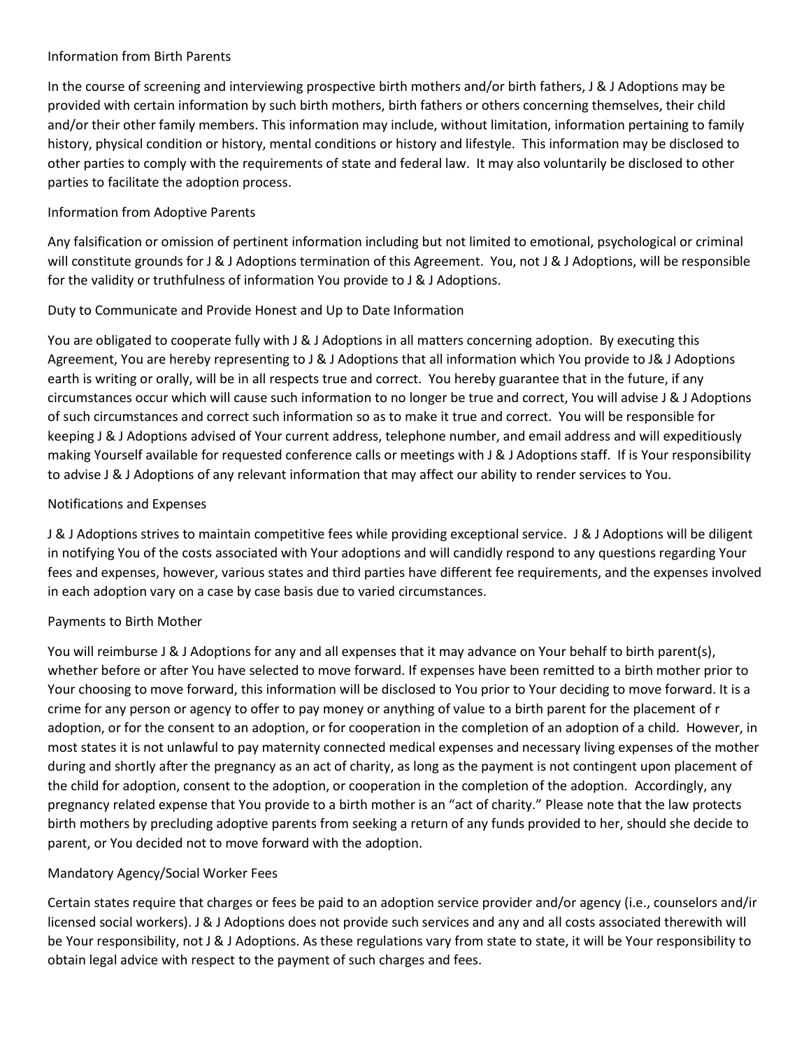## Information from Birth Parents

In the course of screening and interviewing prospective birth mothers and/or birth fathers, J & J Adoptions may be provided with certain information by such birth mothers, birth fathers or others concerning themselves, their child and/or their other family members. This information may include, without limitation, information pertaining to family history, physical condition or history, mental conditions or history and lifestyle. This information may be disclosed to other parties to comply with the requirements of state and federal law. It may also voluntarily be disclosed to other parties to facilitate the adoption process.

## Information from Adoptive Parents

Any falsification or omission of pertinent information including but not limited to emotional, psychological or criminal will constitute grounds for J & J Adoptions termination of this Agreement. You, not J & J Adoptions, will be responsible for the validity or truthfulness of information You provide to J & J Adoptions.

## Duty to Communicate and Provide Honest and Up to Date Information

You are obligated to cooperate fully with J & J Adoptions in all matters concerning adoption. By executing this Agreement, You are hereby representing to J & J Adoptions that all information which You provide to J& J Adoptions earth is writing or orally, will be in all respects true and correct. You hereby guarantee that in the future, if any circumstances occur which will cause such information to no longer be true and correct, You will advise J & J Adoptions of such circumstances and correct such information so as to make it true and correct. You will be responsible for keeping J & J Adoptions advised of Your current address, telephone number, and email address and will expeditiously making Yourself available for requested conference calls or meetings with J & J Adoptions staff. If is Your responsibility to advise J & J Adoptions of any relevant information that may affect our ability to render services to You.

## Notifications and Expenses

J & J Adoptions strives to maintain competitive fees while providing exceptional service. J & J Adoptions will be diligent in notifying You of the costs associated with Your adoptions and will candidly respond to any questions regarding Your fees and expenses, however, various states and third parties have different fee requirements, and the expenses involved in each adoption vary on a case by case basis due to varied circumstances.

## Payments to Birth Mother

You will reimburse J & J Adoptions for any and all expenses that it may advance on Your behalf to birth parent(s), whether before or after You have selected to move forward. If expenses have been remitted to a birth mother prior to Your choosing to move forward, this information will be disclosed to You prior to Your deciding to move forward. It is a crime for any person or agency to offer to pay money or anything of value to a birth parent for the placement of r adoption, or for the consent to an adoption, or for cooperation in the completion of an adoption of a child. However, in most states it is not unlawful to pay maternity connected medical expenses and necessary living expenses of the mother during and shortly after the pregnancy as an act of charity, as long as the payment is not contingent upon placement of the child for adoption, consent to the adoption, or cooperation in the completion of the adoption. Accordingly, any pregnancy related expense that You provide to a birth mother is an "act of charity." Please note that the law protects birth mothers by precluding adoptive parents from seeking a return of any funds provided to her, should she decide to parent, or You decided not to move forward with the adoption.

## Mandatory Agency/Social Worker Fees

Certain states require that charges or fees be paid to an adoption service provider and/or agency (i.e., counselors and/ir licensed social workers). J & J Adoptions does not provide such services and any and all costs associated therewith will be Your responsibility, not J & J Adoptions. As these regulations vary from state to state, it will be Your responsibility to obtain legal advice with respect to the payment of such charges and fees.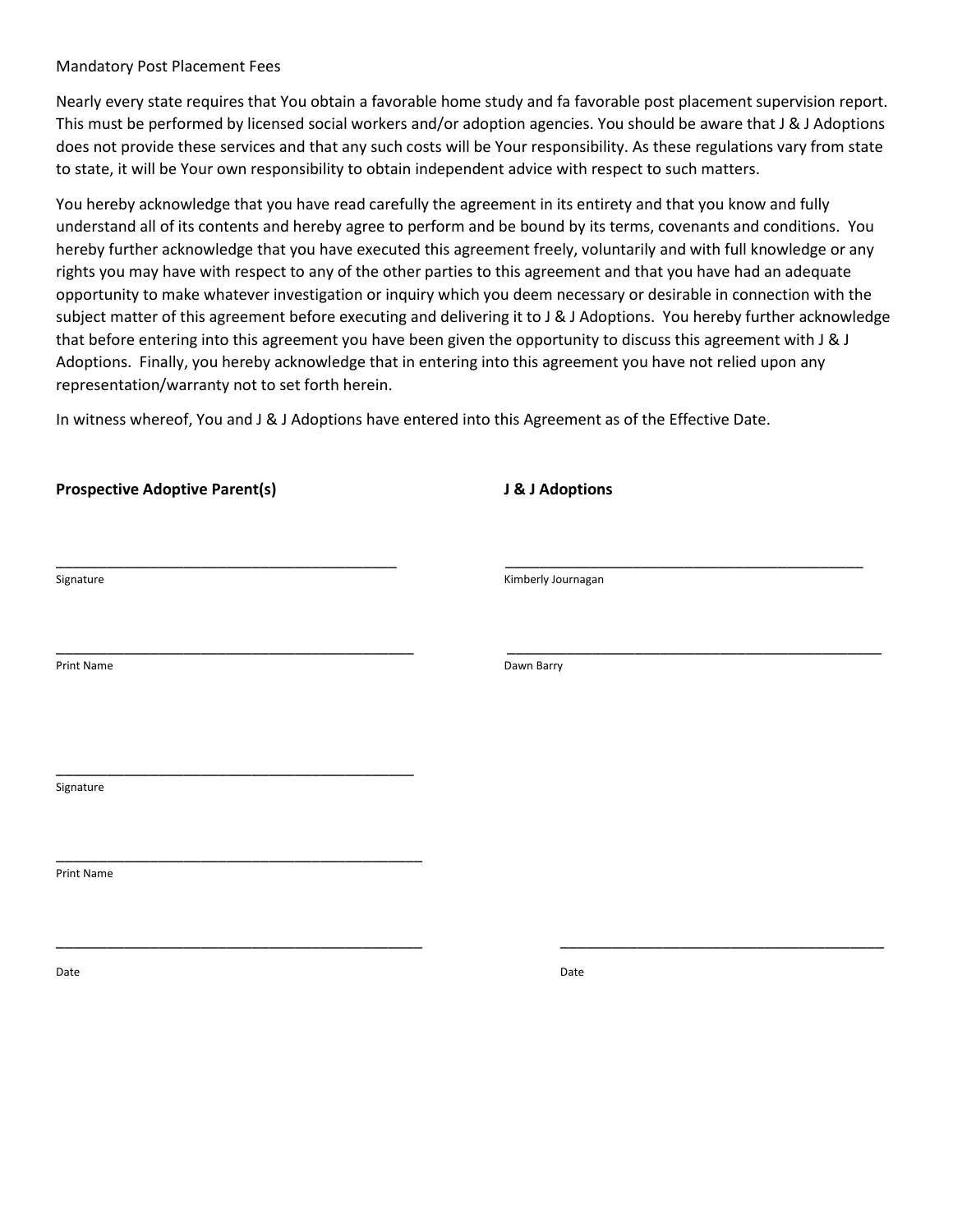Mandatory Post Placement Fees

Nearly every state requires that You obtain a favorable home study and fa favorable post placement supervision report. This must be performed by licensed social workers and/or adoption agencies. You should be aware that J & J Adoptions does not provide these services and that any such costs will be Your responsibility. As these regulations vary from state to state, it will be Your own responsibility to obtain independent advice with respect to such matters.

You hereby acknowledge that you have read carefully the agreement in its entirety and that you know and fully understand all of its contents and hereby agree to perform and be bound by its terms, covenants and conditions. You hereby further acknowledge that you have executed this agreement freely, voluntarily and with full knowledge or any rights you may have with respect to any of the other parties to this agreement and that you have had an adequate opportunity to make whatever investigation or inquiry which you deem necessary or desirable in connection with the subject matter of this agreement before executing and delivering it to J & J Adoptions. You hereby further acknowledge that before entering into this agreement you have been given the opportunity to discuss this agreement with J & J Adoptions. Finally, you hereby acknowledge that in entering into this agreement you have not relied upon any representation/warranty not to set forth herein.

In witness whereof, You and J & J Adoptions have entered into this Agreement as of the Effective Date.

**Prospective Adoptive Parent(s)**

______________________________________________
Signature

______________________________________________
Print Name

______________________________________________
Signature

______________________________________________
Print Name

______________________________________________
Date

**J & J Adoptions**

______________________________________________
Kimberly Journagan

______________________________________________
Dawn Barry

______________________________________________
Date